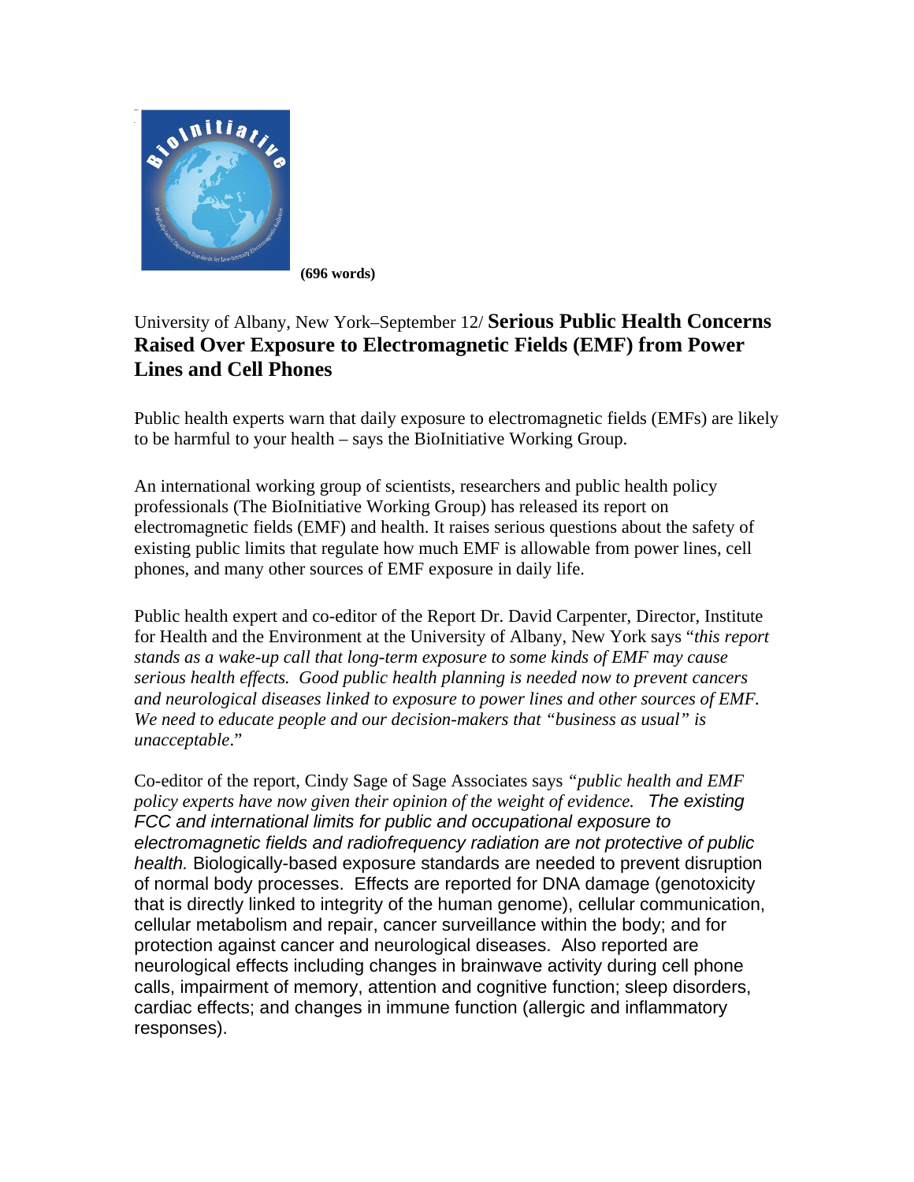(696 words)

University of Albany, New York–September 12/ **Serious Public Health Concerns Raised Over Exposure to Electromagnetic Fields (EMF) from Power Lines and Cell Phones**

Public health experts warn that daily exposure to electromagnetic fields (EMFs) are likely to be harmful to your health – says the BioInitiative Working Group.

An international working group of scientists, researchers and public health policy professionals (The BioInitiative Working Group) has released its report on electromagnetic fields (EMF) and health. It raises serious questions about the safety of existing public limits that regulate how much EMF is allowable from power lines, cell phones, and many other sources of EMF exposure in daily life.

Public health expert and co-editor of the Report Dr. David Carpenter, Director, Institute for Health and the Environment at the University of Albany, New York says "*this report stands as a wake-up call that long-term exposure to some kinds of EMF may cause serious health effects. Good public health planning is needed now to prevent cancers and neurological diseases linked to exposure to power lines and other sources of EMF. We need to educate people and our decision-makers that "business as usual" is unacceptable*."

Co-editor of the report, Cindy Sage of Sage Associates says *"public health and EMF policy experts have now given their opinion of the weight of evidence. The existing FCC and international limits for public and occupational exposure to electromagnetic fields and radiofrequency radiation are not protective of public health.* Biologically-based exposure standards are needed to prevent disruption of normal body processes. Effects are reported for DNA damage (genotoxicity that is directly linked to integrity of the human genome), cellular communication, cellular metabolism and repair, cancer surveillance within the body; and for protection against cancer and neurological diseases. Also reported are neurological effects including changes in brainwave activity during cell phone calls, impairment of memory, attention and cognitive function; sleep disorders, cardiac effects; and changes in immune function (allergic and inflammatory responses).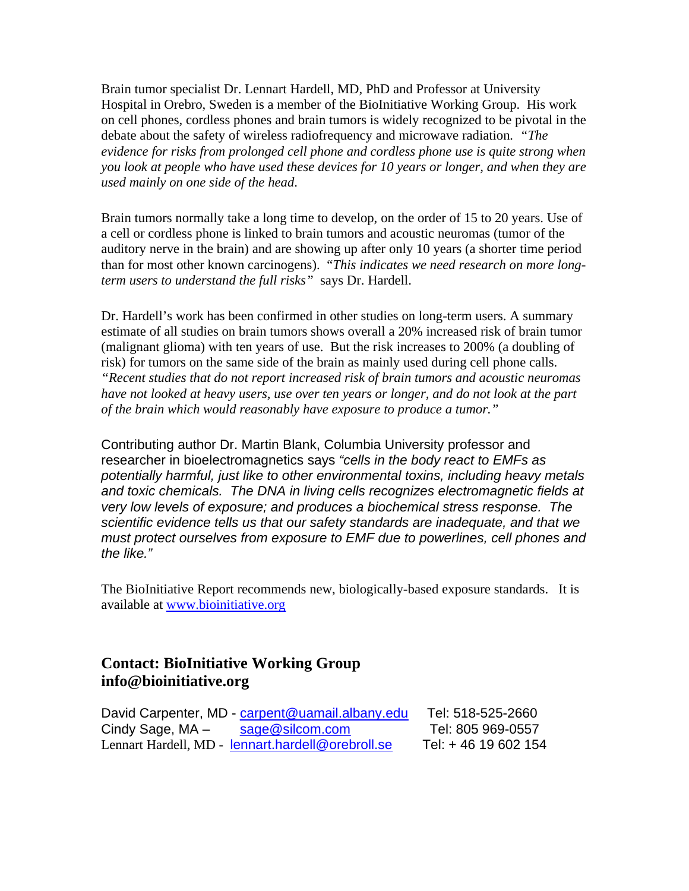Brain tumor specialist Dr. Lennart Hardell, MD, PhD and Professor at University Hospital in Orebro, Sweden is a member of the BioInitiative Working Group. His work on cell phones, cordless phones and brain tumors is widely recognized to be pivotal in the debate about the safety of wireless radiofrequency and microwave radiation. *"The evidence for risks from prolonged cell phone and cordless phone use is quite strong when you look at people who have used these devices for 10 years or longer, and when they are used mainly on one side of the head.*

Brain tumors normally take a long time to develop, on the order of 15 to 20 years. Use of a cell or cordless phone is linked to brain tumors and acoustic neuromas (tumor of the auditory nerve in the brain) and are showing up after only 10 years (a shorter time period than for most other known carcinogens). *"This indicates we need research on more long-term users to understand the full risks"* says Dr. Hardell.

Dr. Hardell's work has been confirmed in other studies on long-term users. A summary estimate of all studies on brain tumors shows overall a 20% increased risk of brain tumor (malignant glioma) with ten years of use. But the risk increases to 200% (a doubling of risk) for tumors on the same side of the brain as mainly used during cell phone calls. *"Recent studies that do not report increased risk of brain tumors and acoustic neuromas have not looked at heavy users, use over ten years or longer, and do not look at the part of the brain which would reasonably have exposure to produce a tumor."*

Contributing author Dr. Martin Blank, Columbia University professor and researcher in bioelectromagnetics says *"cells in the body react to EMFs as potentially harmful, just like to other environmental toxins, including heavy metals and toxic chemicals. The DNA in living cells recognizes electromagnetic fields at very low levels of exposure; and produces a biochemical stress response. The scientific evidence tells us that our safety standards are inadequate, and that we must protect ourselves from exposure to EMF due to powerlines, cell phones and the like."*

The BioInitiative Report recommends new, biologically-based exposure standards. It is available at www.bioinitiative.org

## Contact: BioInitiative Working Group info@bioinitiative.org

David Carpenter, MD - carpent@uamail.albany.edu Tel: 518-525-2660
Cindy Sage, MA – sage@silcom.com Tel: 805 969-0557
Lennart Hardell, MD - lennart.hardell@orebroll.se Tel: + 46 19 602 154